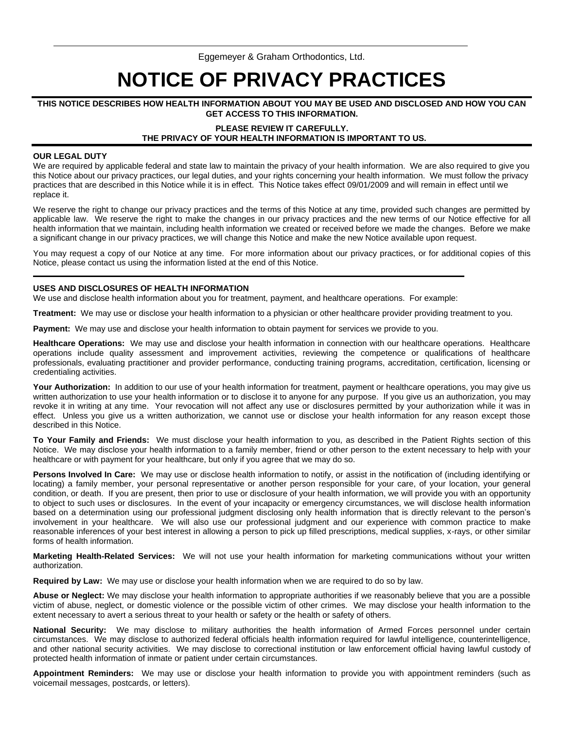Eggemeyer & Graham Orthodontics, Ltd.

# NOTICE OF PRIVACY PRACTICES

**THIS NOTICE DESCRIBES HOW HEALTH INFORMATION ABOUT YOU MAY BE USED AND DISCLOSED AND HOW YOU CAN GET ACCESS TO THIS INFORMATION.**

**PLEASE REVIEW IT CAREFULLY.**
**THE PRIVACY OF YOUR HEALTH INFORMATION IS IMPORTANT TO US.**

## OUR LEGAL DUTY

We are required by applicable federal and state law to maintain the privacy of your health information. We are also required to give you this Notice about our privacy practices, our legal duties, and your rights concerning your health information. We must follow the privacy practices that are described in this Notice while it is in effect. This Notice takes effect 09/01/2009 and will remain in effect until we replace it.

We reserve the right to change our privacy practices and the terms of this Notice at any time, provided such changes are permitted by applicable law. We reserve the right to make the changes in our privacy practices and the new terms of our Notice effective for all health information that we maintain, including health information we created or received before we made the changes. Before we make a significant change in our privacy practices, we will change this Notice and make the new Notice available upon request.

You may request a copy of our Notice at any time. For more information about our privacy practices, or for additional copies of this Notice, please contact us using the information listed at the end of this Notice.

## USES AND DISCLOSURES OF HEALTH INFORMATION

We use and disclose health information about you for treatment, payment, and healthcare operations. For example:

**Treatment:** We may use or disclose your health information to a physician or other healthcare provider providing treatment to you.

**Payment:** We may use and disclose your health information to obtain payment for services we provide to you.

**Healthcare Operations:** We may use and disclose your health information in connection with our healthcare operations. Healthcare operations include quality assessment and improvement activities, reviewing the competence or qualifications of healthcare professionals, evaluating practitioner and provider performance, conducting training programs, accreditation, certification, licensing or credentialing activities.

**Your Authorization:** In addition to our use of your health information for treatment, payment or healthcare operations, you may give us written authorization to use your health information or to disclose it to anyone for any purpose. If you give us an authorization, you may revoke it in writing at any time. Your revocation will not affect any use or disclosures permitted by your authorization while it was in effect. Unless you give us a written authorization, we cannot use or disclose your health information for any reason except those described in this Notice.

**To Your Family and Friends:** We must disclose your health information to you, as described in the Patient Rights section of this Notice. We may disclose your health information to a family member, friend or other person to the extent necessary to help with your healthcare or with payment for your healthcare, but only if you agree that we may do so.

**Persons Involved In Care:** We may use or disclose health information to notify, or assist in the notification of (including identifying or locating) a family member, your personal representative or another person responsible for your care, of your location, your general condition, or death. If you are present, then prior to use or disclosure of your health information, we will provide you with an opportunity to object to such uses or disclosures. In the event of your incapacity or emergency circumstances, we will disclose health information based on a determination using our professional judgment disclosing only health information that is directly relevant to the person's involvement in your healthcare. We will also use our professional judgment and our experience with common practice to make reasonable inferences of your best interest in allowing a person to pick up filled prescriptions, medical supplies, x-rays, or other similar forms of health information.

**Marketing Health-Related Services:** We will not use your health information for marketing communications without your written authorization.

**Required by Law:** We may use or disclose your health information when we are required to do so by law.

**Abuse or Neglect:** We may disclose your health information to appropriate authorities if we reasonably believe that you are a possible victim of abuse, neglect, or domestic violence or the possible victim of other crimes. We may disclose your health information to the extent necessary to avert a serious threat to your health or safety or the health or safety of others.

**National Security:** We may disclose to military authorities the health information of Armed Forces personnel under certain circumstances. We may disclose to authorized federal officials health information required for lawful intelligence, counterintelligence, and other national security activities. We may disclose to correctional institution or law enforcement official having lawful custody of protected health information of inmate or patient under certain circumstances.

**Appointment Reminders:** We may use or disclose your health information to provide you with appointment reminders (such as voicemail messages, postcards, or letters).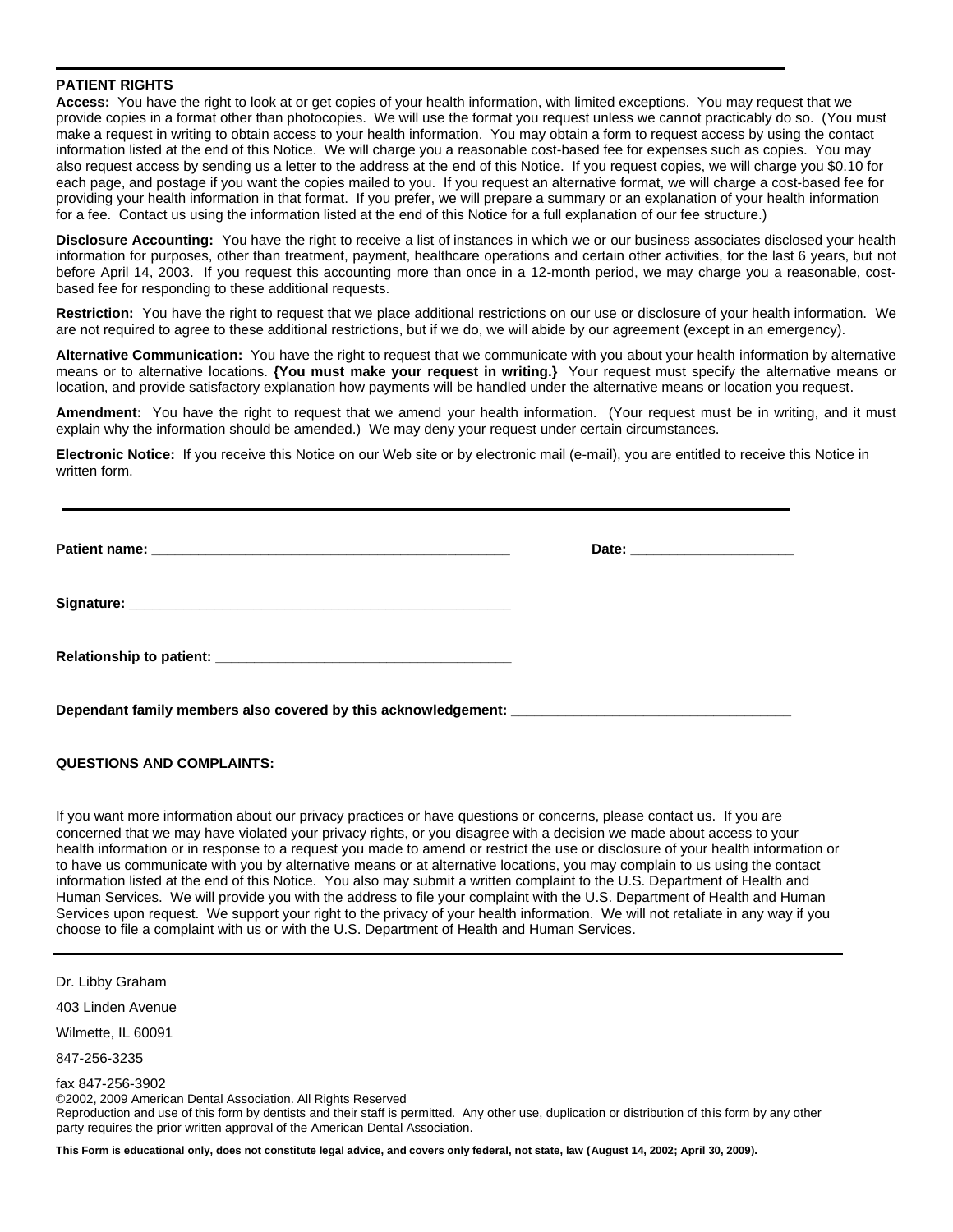---

**PATIENT RIGHTS**

**Access:** You have the right to look at or get copies of your health information, with limited exceptions. You may request that we provide copies in a format other than photocopies. We will use the format you request unless we cannot practicably do so. (You must make a request in writing to obtain access to your health information. You may obtain a form to request access by using the contact information listed at the end of this Notice. We will charge you a reasonable cost-based fee for expenses such as copies. You may also request access by sending us a letter to the address at the end of this Notice. If you request copies, we will charge you $0.10 for each page, and postage if you want the copies mailed to you. If you request an alternative format, we will charge a cost-based fee for providing your health information in that format. If you prefer, we will prepare a summary or an explanation of your health information for a fee. Contact us using the information listed at the end of this Notice for a full explanation of our fee structure.)

**Disclosure Accounting:** You have the right to receive a list of instances in which we or our business associates disclosed your health information for purposes, other than treatment, payment, healthcare operations and certain other activities, for the last 6 years, but not before April 14, 2003. If you request this accounting more than once in a 12-month period, we may charge you a reasonable, cost-based fee for responding to these additional requests.

**Restriction:** You have the right to request that we place additional restrictions on our use or disclosure of your health information. We are not required to agree to these additional restrictions, but if we do, we will abide by our agreement (except in an emergency).

**Alternative Communication:** You have the right to request that we communicate with you about your health information by alternative means or to alternative locations. **{You must make your request in writing.}** Your request must specify the alternative means or location, and provide satisfactory explanation how payments will be handled under the alternative means or location you request.

**Amendment:** You have the right to request that we amend your health information. (Your request must be in writing, and it must explain why the information should be amended.) We may deny your request under certain circumstances.

**Electronic Notice:** If you receive this Notice on our Web site or by electronic mail (e-mail), you are entitled to receive this Notice in written form.

---

**Patient name:** _______________________________________________ **Date:** _____________________

**Signature:** _______________________________________________

**Relationship to patient:** _____________________________________

**Dependant family members also covered by this acknowledgement:** ___________________________________

**QUESTIONS AND COMPLAINTS:**

If you want more information about our privacy practices or have questions or concerns, please contact us. If you are concerned that we may have violated your privacy rights, or you disagree with a decision we made about access to your health information or in response to a request you made to amend or restrict the use or disclosure of your health information or to have us communicate with you by alternative means or at alternative locations, you may complain to us using the contact information listed at the end of this Notice. You also may submit a written complaint to the U.S. Department of Health and Human Services. We will provide you with the address to file your complaint with the U.S. Department of Health and Human Services upon request. We support your right to the privacy of your health information. We will not retaliate in any way if you choose to file a complaint with us or with the U.S. Department of Health and Human Services.

---

Dr. Libby Graham

403 Linden Avenue

Wilmette, IL 60091

847-256-3235

fax 847-256-3902

©2002, 2009 American Dental Association. All Rights Reserved
Reproduction and use of this form by dentists and their staff is permitted. Any other use, duplication or distribution of this form by any other party requires the prior written approval of the American Dental Association.

**This Form is educational only, does not constitute legal advice, and covers only federal, not state, law (August 14, 2002; April 30, 2009).**